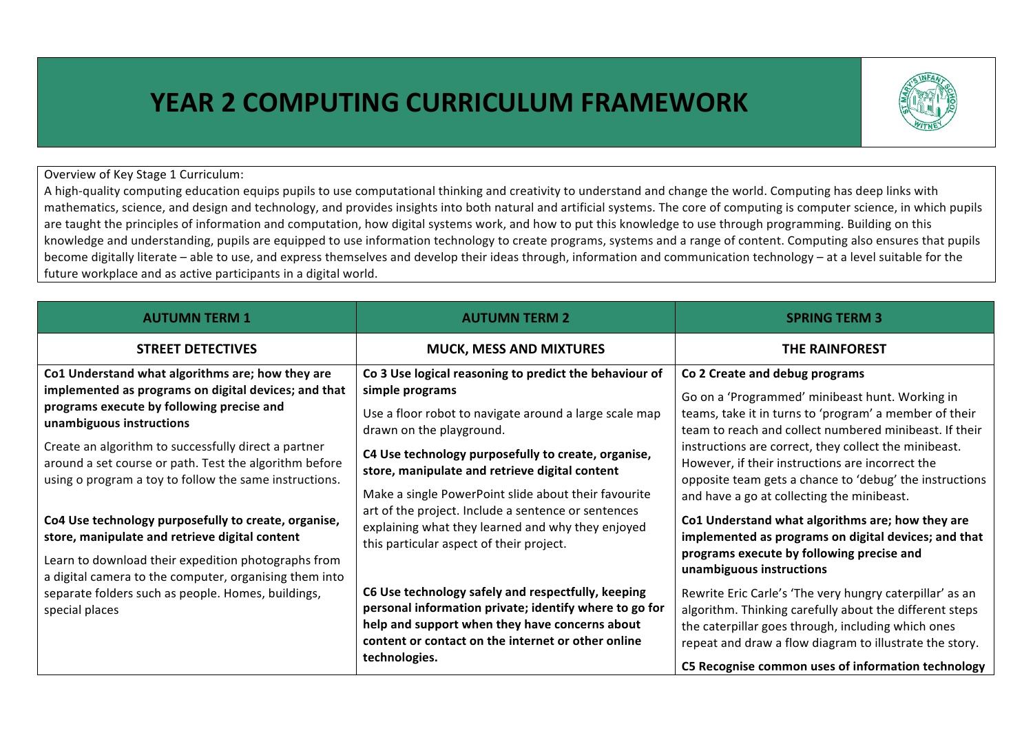# YEAR 2 COMPUTING CURRICULUM FRAMEWORK

Overview of Key Stage 1 Curriculum:
A high-quality computing education equips pupils to use computational thinking and creativity to understand and change the world. Computing has deep links with mathematics, science, and design and technology, and provides insights into both natural and artificial systems. The core of computing is computer science, in which pupils are taught the principles of information and computation, how digital systems work, and how to put this knowledge to use through programming. Building on this knowledge and understanding, pupils are equipped to use information technology to create programs, systems and a range of content. Computing also ensures that pupils become digitally literate – able to use, and express themselves and develop their ideas through, information and communication technology – at a level suitable for the future workplace and as active participants in a digital world.

| AUTUMN TERM 1 | AUTUMN TERM 2 | SPRING TERM 3 |
|---|---|---|
| **STREET DETECTIVES** | **MUCK, MESS AND MIXTURES** | **THE RAINFOREST** |
| **Co1 Understand what algorithms are; how they are implemented as programs on digital devices; and that programs execute by following precise and unambiguous instructions**<br>Create an algorithm to successfully direct a partner around a set course or path. Test the algorithm before using o program a toy to follow the same instructions.<br><br>**Co4 Use technology purposefully to create, organise, store, manipulate and retrieve digital content**<br>Learn to download their expedition photographs from a digital camera to the computer, organising them into separate folders such as people. Homes, buildings, special places | **Co 3 Use logical reasoning to predict the behaviour of simple programs**<br>Use a floor robot to navigate around a large scale map drawn on the playground.<br>**C4 Use technology purposefully to create, organise, store, manipulate and retrieve digital content**<br>Make a single PowerPoint slide about their favourite art of the project. Include a sentence or sentences explaining what they learned and why they enjoyed this particular aspect of their project.<br><br>**C6 Use technology safely and respectfully, keeping personal information private; identify where to go for help and support when they have concerns about content or contact on the internet or other online technologies.** | **Co 2 Create and debug programs**<br>Go on a 'Programmed' minibeast hunt. Working in teams, take it in turns to 'program' a member of their team to reach and collect numbered minibeast. If their instructions are correct, they collect the minibeast. However, if their instructions are incorrect the opposite team gets a chance to 'debug' the instructions and have a go at collecting the minibeast.<br>**Co1 Understand what algorithms are; how they are implemented as programs on digital devices; and that programs execute by following precise and unambiguous instructions**<br>Rewrite Eric Carle's 'The very hungry caterpillar' as an algorithm. Thinking carefully about the different steps the caterpillar goes through, including which ones repeat and draw a flow diagram to illustrate the story.<br>**C5 Recognise common uses of information technology** |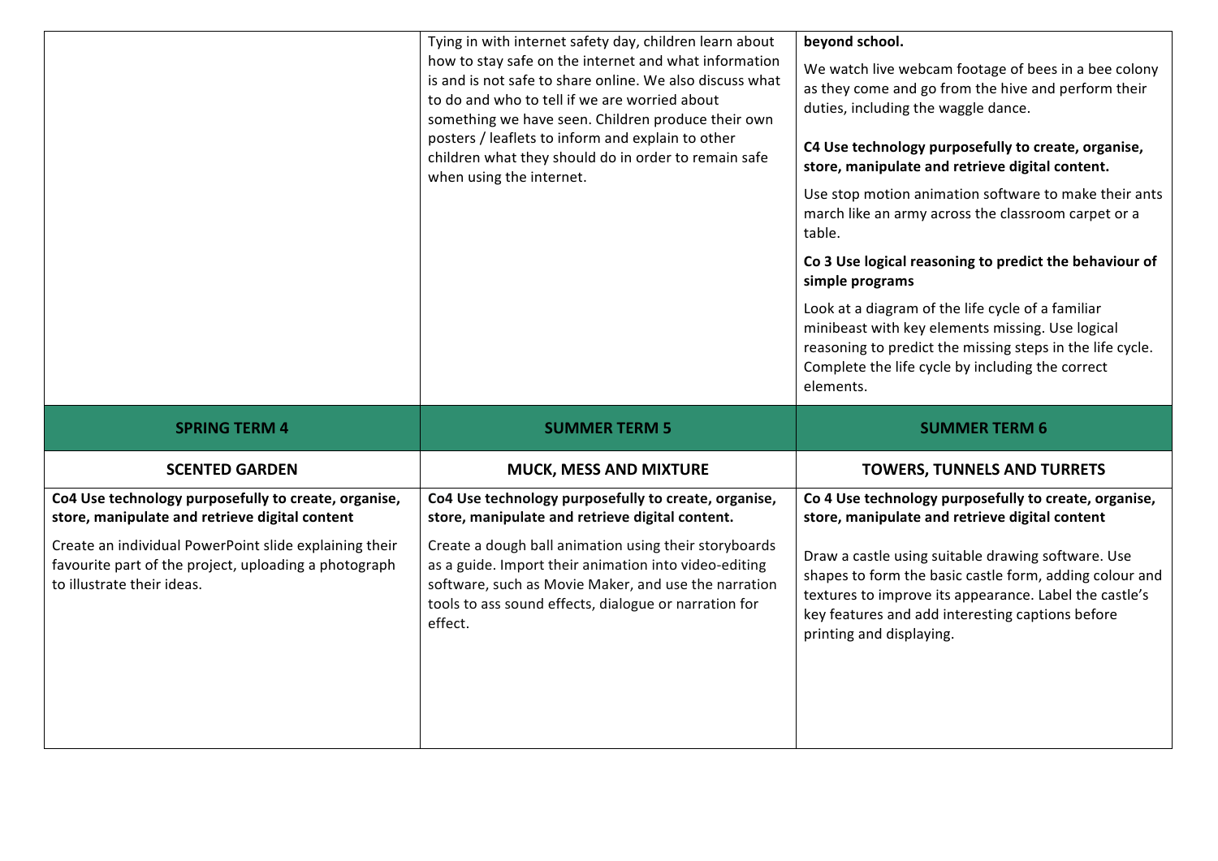| | | |
|---|---|---|
| | Tying in with internet safety day, children learn about how to stay safe on the internet and what information is and is not safe to share online. We also discuss what to do and who to tell if we are worried about something we have seen. Children produce their own posters / leaflets to inform and explain to other children what they should do in order to remain safe when using the internet. | **beyond school.**<br><br>We watch live webcam footage of bees in a bee colony as they come and go from the hive and perform their duties, including the waggle dance.<br><br>**C4 Use technology purposefully to create, organise, store, manipulate and retrieve digital content.**<br><br>Use stop motion animation software to make their ants march like an army across the classroom carpet or a table.<br><br>**Co 3 Use logical reasoning to predict the behaviour of simple programs**<br><br>Look at a diagram of the life cycle of a familiar minibeast with key elements missing. Use logical reasoning to predict the missing steps in the life cycle. Complete the life cycle by including the correct elements. |
| **SPRING TERM 4** | **SUMMER TERM 5** | **SUMMER TERM 6** |
| **SCENTED GARDEN** | **MUCK, MESS AND MIXTURE** | **TOWERS, TUNNELS AND TURRETS** |
| **Co4 Use technology purposefully to create, organise, store, manipulate and retrieve digital content**<br><br>Create an individual PowerPoint slide explaining their favourite part of the project, uploading a photograph to illustrate their ideas. | **Co4 Use technology purposefully to create, organise, store, manipulate and retrieve digital content.**<br><br>Create a dough ball animation using their storyboards as a guide. Import their animation into video-editing software, such as Movie Maker, and use the narration tools to ass sound effects, dialogue or narration for effect. | **Co 4 Use technology purposefully to create, organise, store, manipulate and retrieve digital content**<br><br>Draw a castle using suitable drawing software. Use shapes to form the basic castle form, adding colour and textures to improve its appearance. Label the castle's key features and add interesting captions before printing and displaying. |